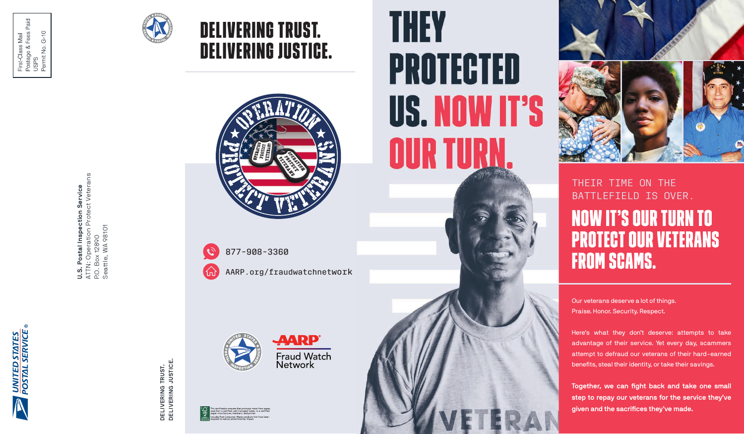First-Class Mail
Postage & Fees Paid
USPS
Permit No. G-10

**U.S. Postal Inspection Service**
ATTN: Operation Protect Veterans
P.O. Box 12890
Seattle, WA 98101

UNITED STATES POSTAL SERVICE®

DELIVERING TRUST.
DELIVERING JUSTICE.

# DELIVERING TRUST. DELIVERING JUSTICE.

877-908-3360

AARP.org/fraudwatchnetwork

AARP Fraud Watch Network

# THEY PROTECTED US. NOW IT'S OUR TURN.

THEIR TIME ON THE BATTLEFIELD IS OVER.

## NOW IT'S OUR TURN TO PROTECT OUR VETERANS FROM SCAMS.

Our veterans deserve a lot of things. Praise. Honor. Security. Respect.

Here's what they don't deserve: attempts to take advantage of their service. Yet every day, scammers attempt to defraud our veterans of their hard-earned benefits, steal their identity, or take their savings.

**Together, we can fight back and take one small step to repay our veterans for the service they've given and the sacrifices they've made.**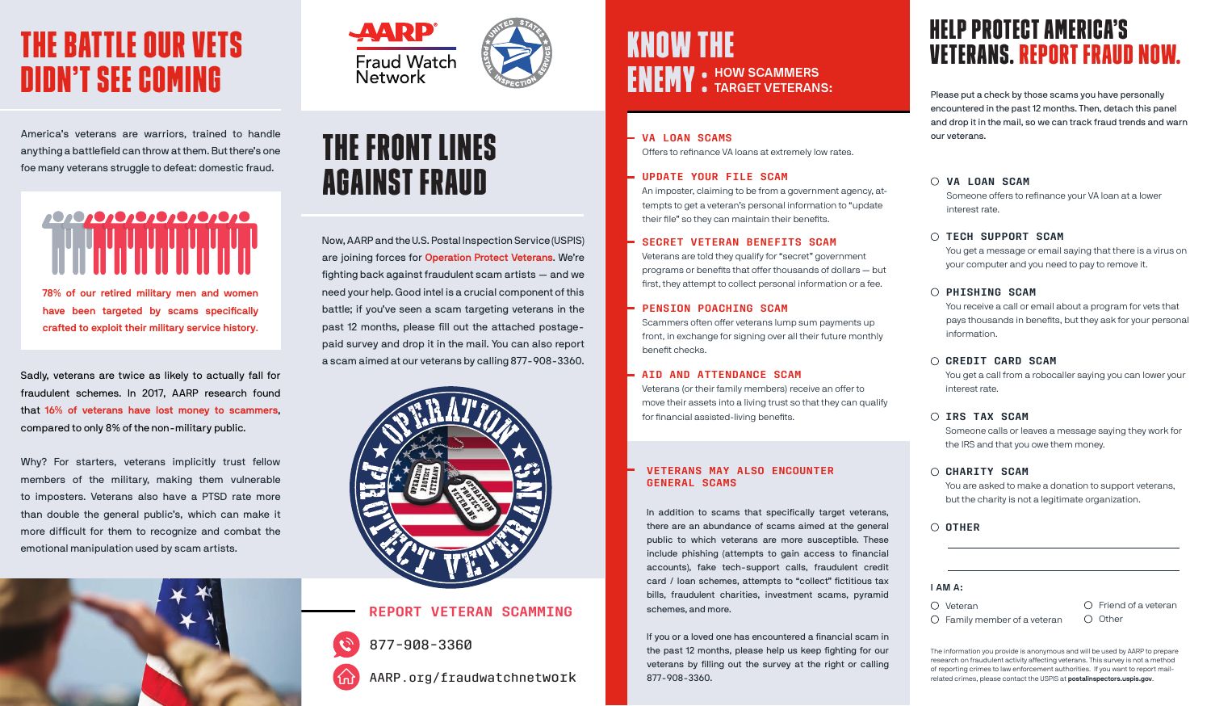# THE BATTLE OUR VETS DIDN'T SEE COMING

America's veterans are warriors, trained to handle anything a battlefield can throw at them. But there's one foe many veterans struggle to defeat: domestic fraud.

78% of our retired military men and women have been targeted by scams specifically crafted to exploit their military service history.

Sadly, veterans are twice as likely to actually fall for fraudulent schemes. In 2017, AARP research found that 16% of veterans have lost money to scammers, compared to only 8% of the non-military public.

Why? For starters, veterans implicitly trust fellow members of the military, making them vulnerable to imposters. Veterans also have a PTSD rate more than double the general public's, which can make it more difficult for them to recognize and combat the emotional manipulation used by scam artists.

AARP Fraud Watch Network

# THE FRONT LINES AGAINST FRAUD

Now, AARP and the U.S. Postal Inspection Service (USPIS) are joining forces for **Operation Protect Veterans**. We're fighting back against fraudulent scam artists — and we need your help. Good intel is a crucial component of this battle; if you've seen a scam targeting veterans in the past 12 months, please fill out the attached postage-paid survey and drop it in the mail. You can also report a scam aimed at our veterans by calling 877-908-3360.

## REPORT VETERAN SCAMMING

877-908-3360

AARP.org/fraudwatchnetwork

# KNOW THE ENEMY: HOW SCAMMERS TARGET VETERANS:

**VA LOAN SCAMS**
Offers to refinance VA loans at extremely low rates.

**UPDATE YOUR FILE SCAM**
An imposter, claiming to be from a government agency, attempts to get a veteran's personal information to "update their file" so they can maintain their benefits.

**SECRET VETERAN BENEFITS SCAM**
Veterans are told they qualify for "secret" government programs or benefits that offer thousands of dollars — but first, they attempt to collect personal information or a fee.

**PENSION POACHING SCAM**
Scammers often offer veterans lump sum payments up front, in exchange for signing over all their future monthly benefit checks.

**AID AND ATTENDANCE SCAM**
Veterans (or their family members) receive an offer to move their assets into a living trust so that they can qualify for financial assisted-living benefits.

**VETERANS MAY ALSO ENCOUNTER GENERAL SCAMS**

In addition to scams that specifically target veterans, there are an abundance of scams aimed at the general public to which veterans are more susceptible. These include phishing (attempts to gain access to financial accounts), fake tech-support calls, fraudulent credit card / loan schemes, attempts to "collect" fictitious tax bills, fraudulent charities, investment scams, pyramid schemes, and more.

If you or a loved one has encountered a financial scam in the past 12 months, please help us keep fighting for our veterans by filling out the survey at the right or calling 877-908-3360.

# HELP PROTECT AMERICA'S VETERANS. REPORT FRAUD NOW.

Please put a check by those scams you have personally encountered in the past 12 months. Then, detach this panel and drop it in the mail, so we can track fraud trends and warn our veterans.

- ○ **VA LOAN SCAM**
  Someone offers to refinance your VA loan at a lower interest rate.
- ○ **TECH SUPPORT SCAM**
  You get a message or email saying that there is a virus on your computer and you need to pay to remove it.
- ○ **PHISHING SCAM**
  You receive a call or email about a program for vets that pays thousands in benefits, but they ask for your personal information.
- ○ **CREDIT CARD SCAM**
  You get a call from a robocaller saying you can lower your interest rate.
- ○ **IRS TAX SCAM**
  Someone calls or leaves a message saying they work for the IRS and that you owe them money.
- ○ **CHARITY SCAM**
  You are asked to make a donation to support veterans, but the charity is not a legitimate organization.
- ○ **OTHER**

______________________________

______________________________

**I AM A:**

- ○ Veteran
- ○ Friend of a veteran
- ○ Family member of a veteran
- ○ Other

The information you provide is anonymous and will be used by AARP to prepare research on fraudulent activity affecting veterans. This survey is not a method of reporting crimes to law enforcement authorities. If you want to report mail-related crimes, please contact the USPIS at **postalinspectors.uspis.gov**.